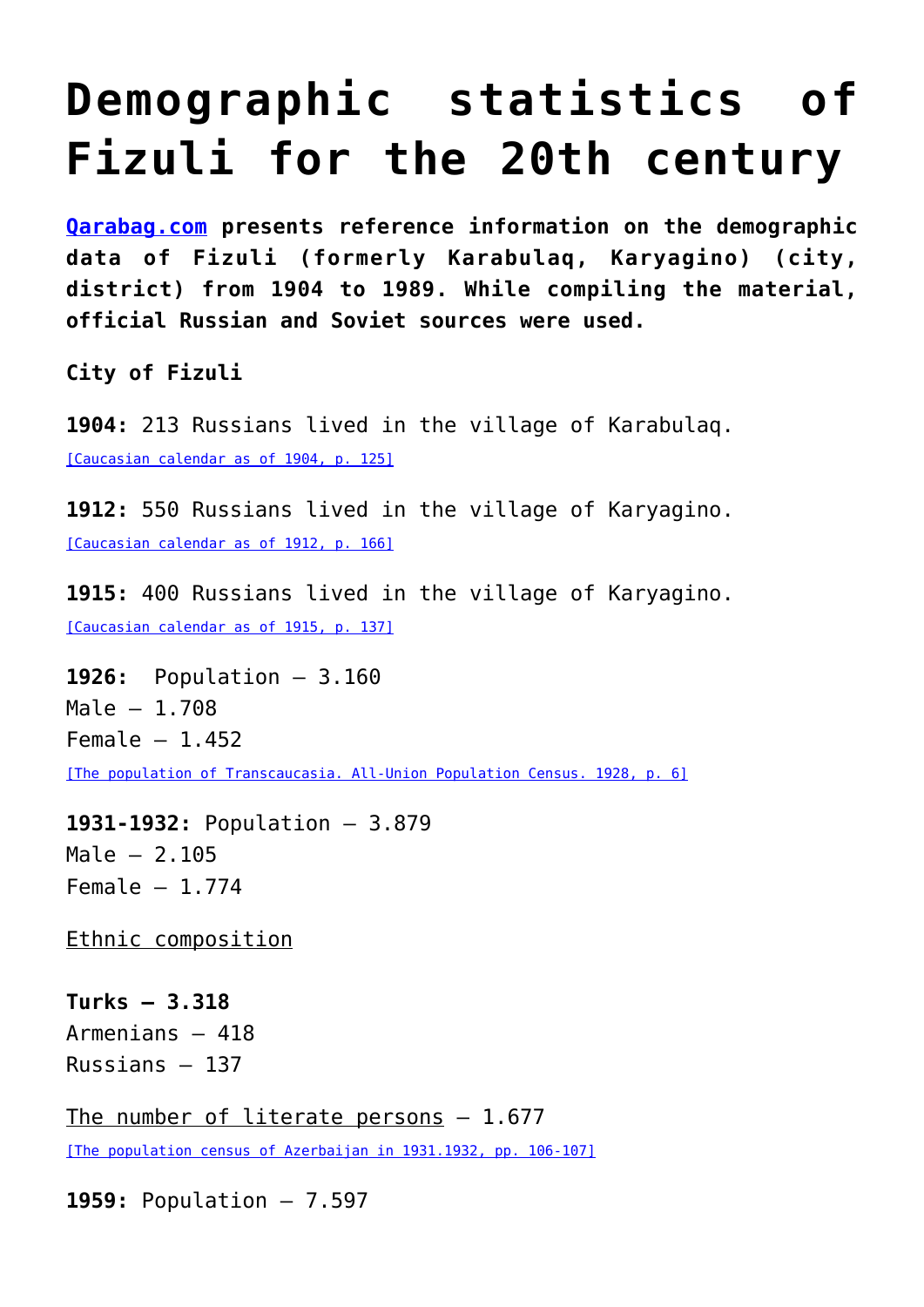# Demographic statistics of Fizuli for the 20th century

**[Qarabag.com](Qarabag.com) presents reference information on the demographic data of Fizuli (formerly Karabulaq, Karyagino) (city, district) from 1904 to 1989. While compiling the material, official Russian and Soviet sources were used.**

**City of Fizuli**

**1904:** 213 Russians lived in the village of Karabulaq.
[Caucasian calendar as of 1904, p. 125]

**1912:** 550 Russians lived in the village of Karyagino.
[Caucasian calendar as of 1912, p. 166]

**1915:** 400 Russians lived in the village of Karyagino.
[Caucasian calendar as of 1915, p. 137]

**1926:** Population – 3.160
Male – 1.708
Female – 1.452
[The population of Transcaucasia. All-Union Population Census. 1928, p. 6]

**1931-1932:** Population – 3.879
Male – 2.105
Female – 1.774

Ethnic composition

**Turks – 3.318**
Armenians – 418
Russians – 137

The number of literate persons – 1.677
[The population census of Azerbaijan in 1931.1932, pp. 106-107]

**1959:** Population – 7.597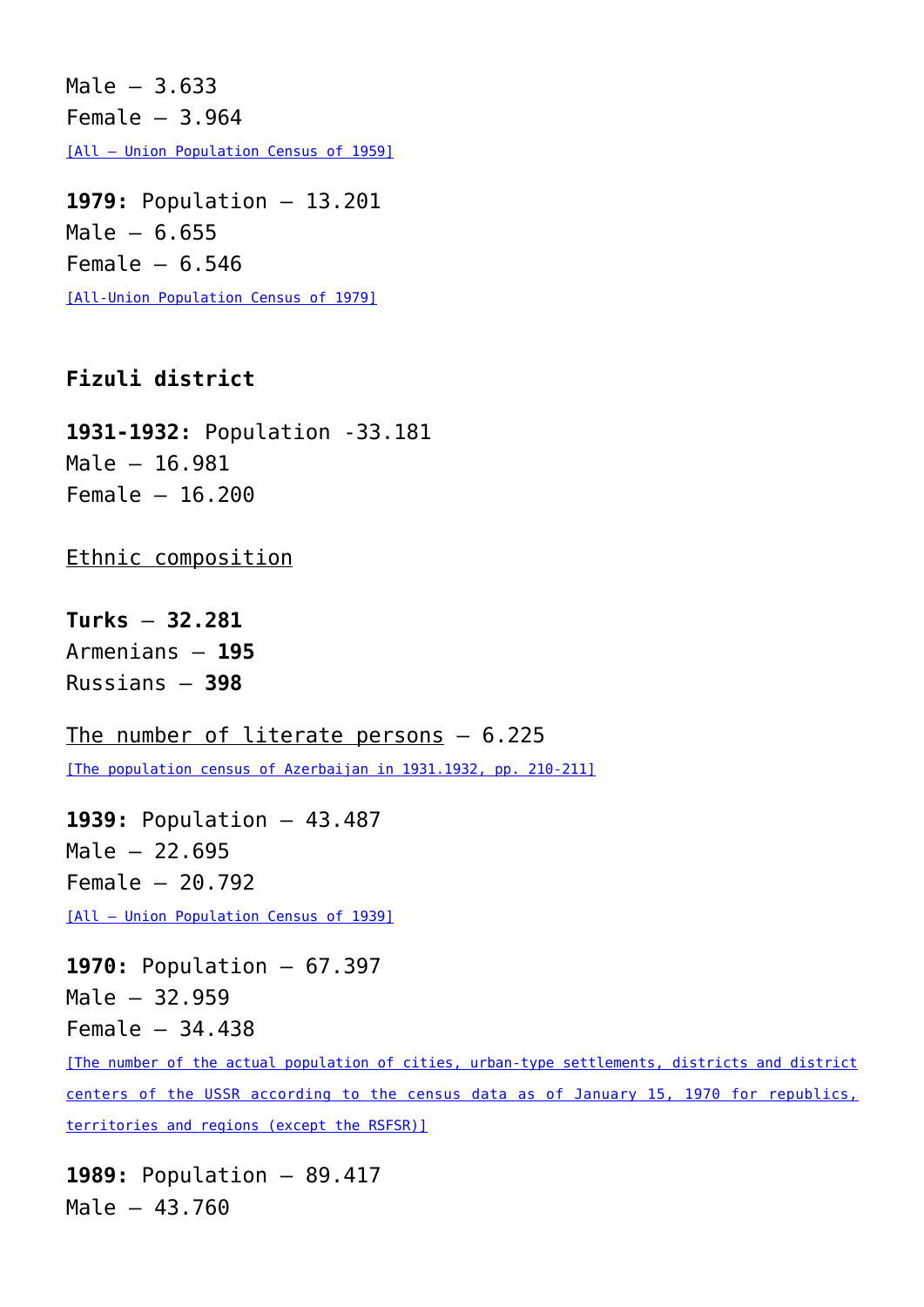Male – 3.633
Female – 3.964
[All – Union Population Census of 1959]

**1979:** Population – 13.201
Male – 6.655
Female – 6.546
[All-Union Population Census of 1979]

**Fizuli district**

**1931-1932:** Population -33.181
Male – 16.981
Female – 16.200

Ethnic composition

**Turks – 32.281**
Armenians – **195**
Russians – **398**

The number of literate persons – 6.225
[The population census of Azerbaijan in 1931.1932, pp. 210-211]

**1939:** Population – 43.487
Male – 22.695
Female – 20.792
[All – Union Population Census of 1939]

**1970:** Population – 67.397
Male – 32.959
Female – 34.438
[The number of the actual population of cities, urban-type settlements, districts and district centers of the USSR according to the census data as of January 15, 1970 for republics, territories and regions (except the RSFSR)]

**1989:** Population – 89.417
Male – 43.760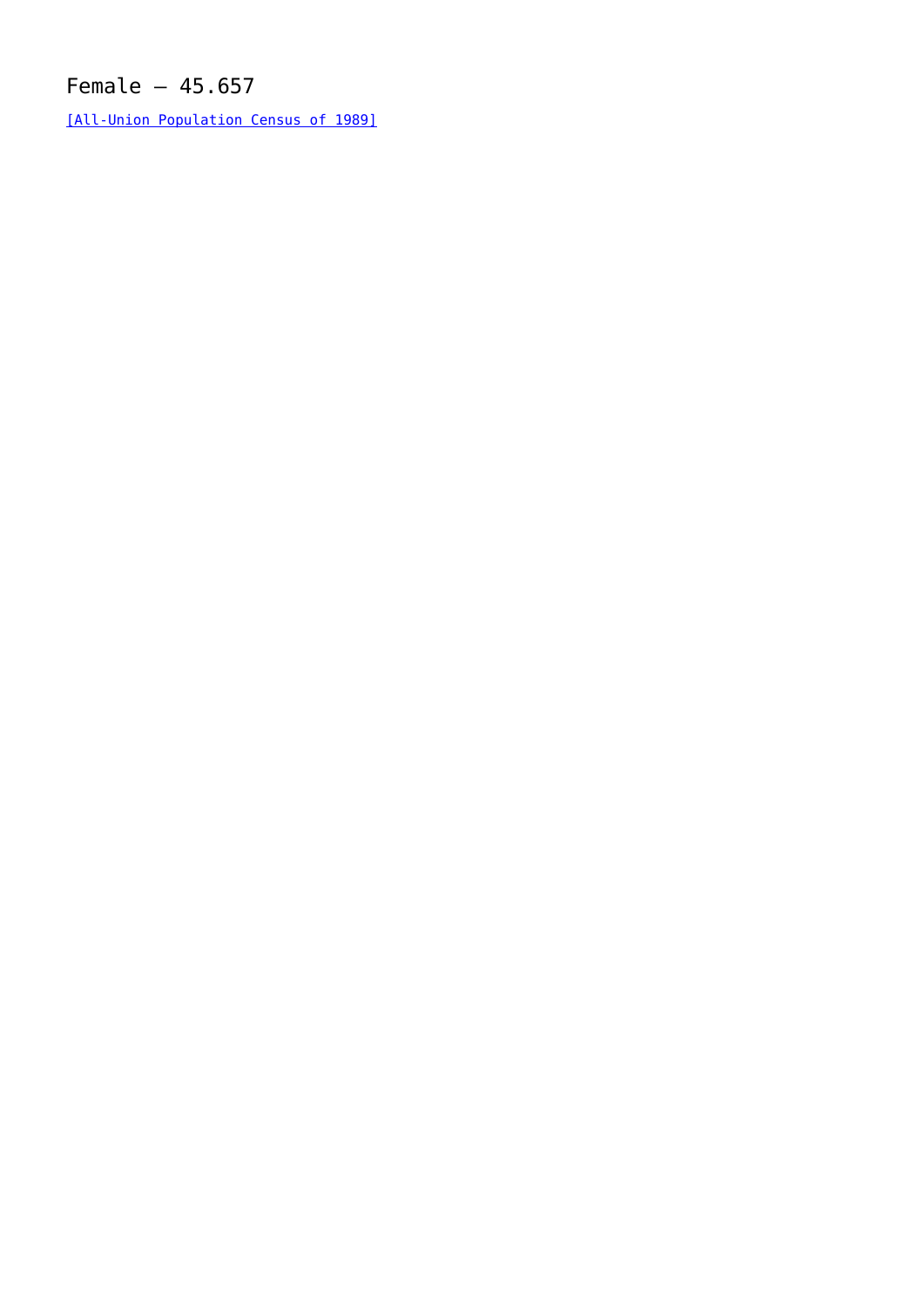Female – 45.657

[All-Union Population Census of 1989]